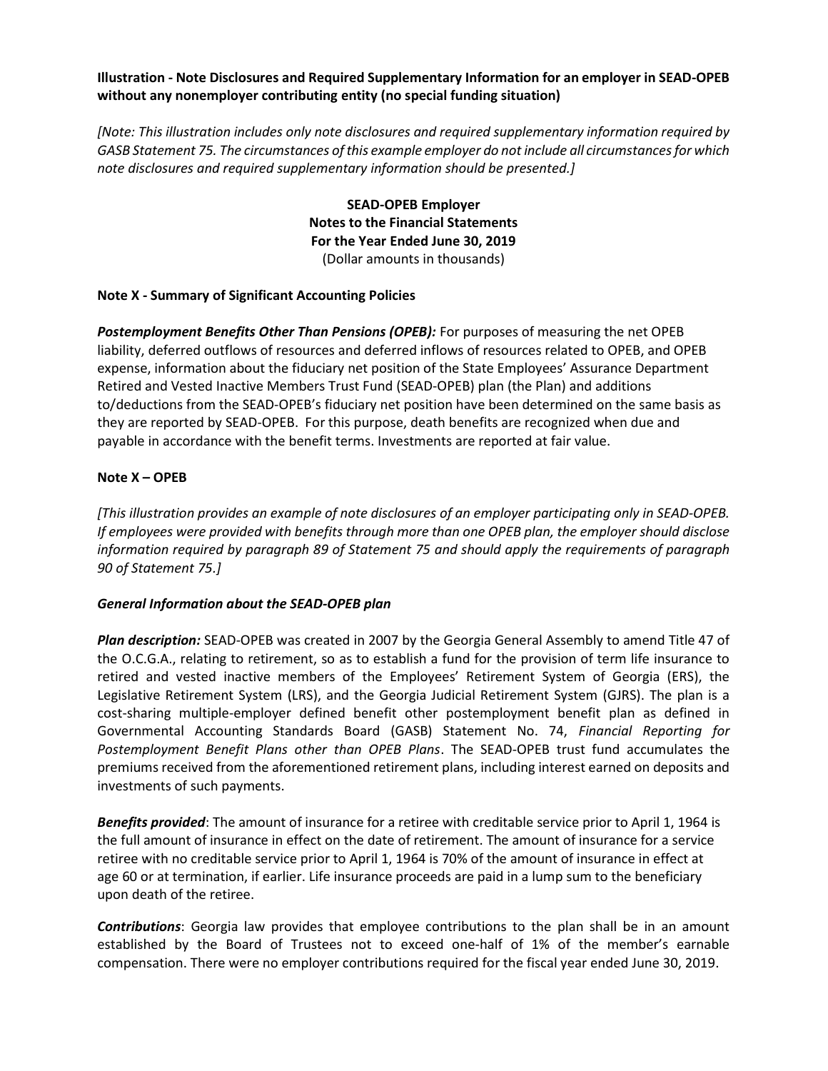**Illustration - Note Disclosures and Required Supplementary Information for an employer in SEAD-OPEB without any nonemployer contributing entity (no special funding situation)**

*[Note: This illustration includes only note disclosures and required supplementary information required by GASB Statement 75. The circumstances of this example employer do not include all circumstances for which note disclosures and required supplementary information should be presented.]*

**SEAD-OPEB Employer**
**Notes to the Financial Statements**
**For the Year Ended June 30, 2019**
(Dollar amounts in thousands)

**Note X - Summary of Significant Accounting Policies**

***Postemployment Benefits Other Than Pensions (OPEB):*** For purposes of measuring the net OPEB liability, deferred outflows of resources and deferred inflows of resources related to OPEB, and OPEB expense, information about the fiduciary net position of the State Employees' Assurance Department Retired and Vested Inactive Members Trust Fund (SEAD-OPEB) plan (the Plan) and additions to/deductions from the SEAD-OPEB's fiduciary net position have been determined on the same basis as they are reported by SEAD-OPEB. For this purpose, death benefits are recognized when due and payable in accordance with the benefit terms. Investments are reported at fair value.

**Note X – OPEB**

*[This illustration provides an example of note disclosures of an employer participating only in SEAD-OPEB. If employees were provided with benefits through more than one OPEB plan, the employer should disclose information required by paragraph 89 of Statement 75 and should apply the requirements of paragraph 90 of Statement 75.]*

***General Information about the SEAD-OPEB plan***

***Plan description:*** SEAD-OPEB was created in 2007 by the Georgia General Assembly to amend Title 47 of the O.C.G.A., relating to retirement, so as to establish a fund for the provision of term life insurance to retired and vested inactive members of the Employees' Retirement System of Georgia (ERS), the Legislative Retirement System (LRS), and the Georgia Judicial Retirement System (GJRS). The plan is a cost-sharing multiple-employer defined benefit other postemployment benefit plan as defined in Governmental Accounting Standards Board (GASB) Statement No. 74, *Financial Reporting for Postemployment Benefit Plans other than OPEB Plans*. The SEAD-OPEB trust fund accumulates the premiums received from the aforementioned retirement plans, including interest earned on deposits and investments of such payments.

***Benefits provided***: The amount of insurance for a retiree with creditable service prior to April 1, 1964 is the full amount of insurance in effect on the date of retirement. The amount of insurance for a service retiree with no creditable service prior to April 1, 1964 is 70% of the amount of insurance in effect at age 60 or at termination, if earlier. Life insurance proceeds are paid in a lump sum to the beneficiary upon death of the retiree.

***Contributions***: Georgia law provides that employee contributions to the plan shall be in an amount established by the Board of Trustees not to exceed one-half of 1% of the member's earnable compensation. There were no employer contributions required for the fiscal year ended June 30, 2019.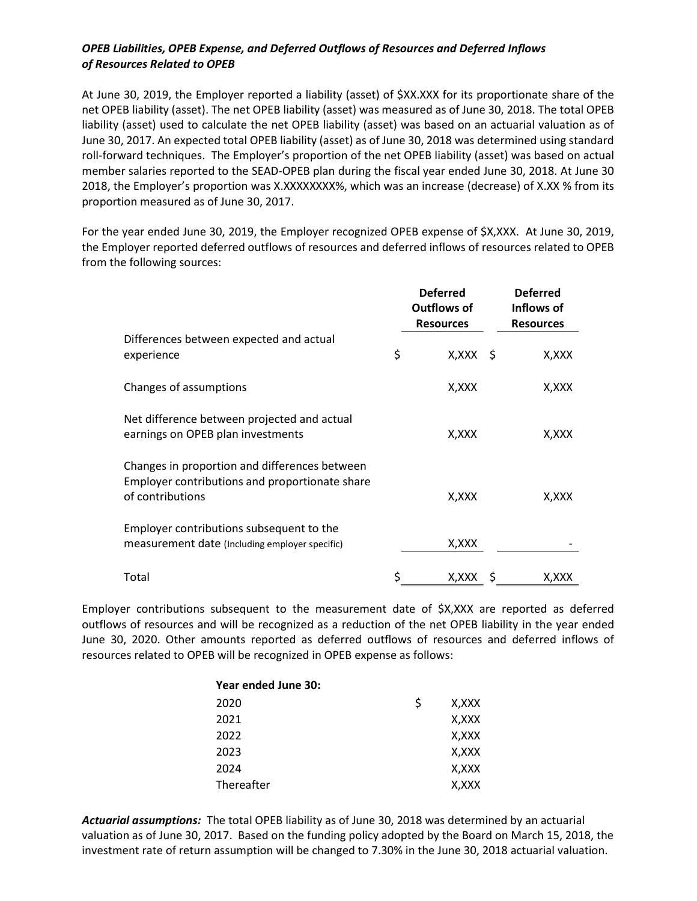***OPEB Liabilities, OPEB Expense, and Deferred Outflows of Resources and Deferred Inflows of Resources Related to OPEB***

At June 30, 2019, the Employer reported a liability (asset) of $XX.XXX for its proportionate share of the net OPEB liability (asset). The net OPEB liability (asset) was measured as of June 30, 2018. The total OPEB liability (asset) used to calculate the net OPEB liability (asset) was based on an actuarial valuation as of June 30, 2017. An expected total OPEB liability (asset) as of June 30, 2018 was determined using standard roll-forward techniques. The Employer's proportion of the net OPEB liability (asset) was based on actual member salaries reported to the SEAD-OPEB plan during the fiscal year ended June 30, 2018. At June 30 2018, the Employer's proportion was X.XXXXXXXX%, which was an increase (decrease) of X.XX % from its proportion measured as of June 30, 2017.

For the year ended June 30, 2019, the Employer recognized OPEB expense of $X,XXX. At June 30, 2019, the Employer reported deferred outflows of resources and deferred inflows of resources related to OPEB from the following sources:

| | Deferred Outflows of Resources | Deferred Inflows of Resources |
|---|---|---|
| Differences between expected and actual experience | $ X,XXX | $ X,XXX |
| Changes of assumptions | X,XXX | X,XXX |
| Net difference between projected and actual earnings on OPEB plan investments | X,XXX | X,XXX |
| Changes in proportion and differences between Employer contributions and proportionate share of contributions | X,XXX | X,XXX |
| Employer contributions subsequent to the measurement date (Including employer specific) | X,XXX | - |
| Total | $ X,XXX | $ X,XXX |

Employer contributions subsequent to the measurement date of $X,XXX are reported as deferred outflows of resources and will be recognized as a reduction of the net OPEB liability in the year ended June 30, 2020. Other amounts reported as deferred outflows of resources and deferred inflows of resources related to OPEB will be recognized in OPEB expense as follows:

| Year ended June 30: | |
|---|---|
| 2020 | $ X,XXX |
| 2021 | X,XXX |
| 2022 | X,XXX |
| 2023 | X,XXX |
| 2024 | X,XXX |
| Thereafter | X,XXX |

***Actuarial assumptions:*** The total OPEB liability as of June 30, 2018 was determined by an actuarial valuation as of June 30, 2017. Based on the funding policy adopted by the Board on March 15, 2018, the investment rate of return assumption will be changed to 7.30% in the June 30, 2018 actuarial valuation.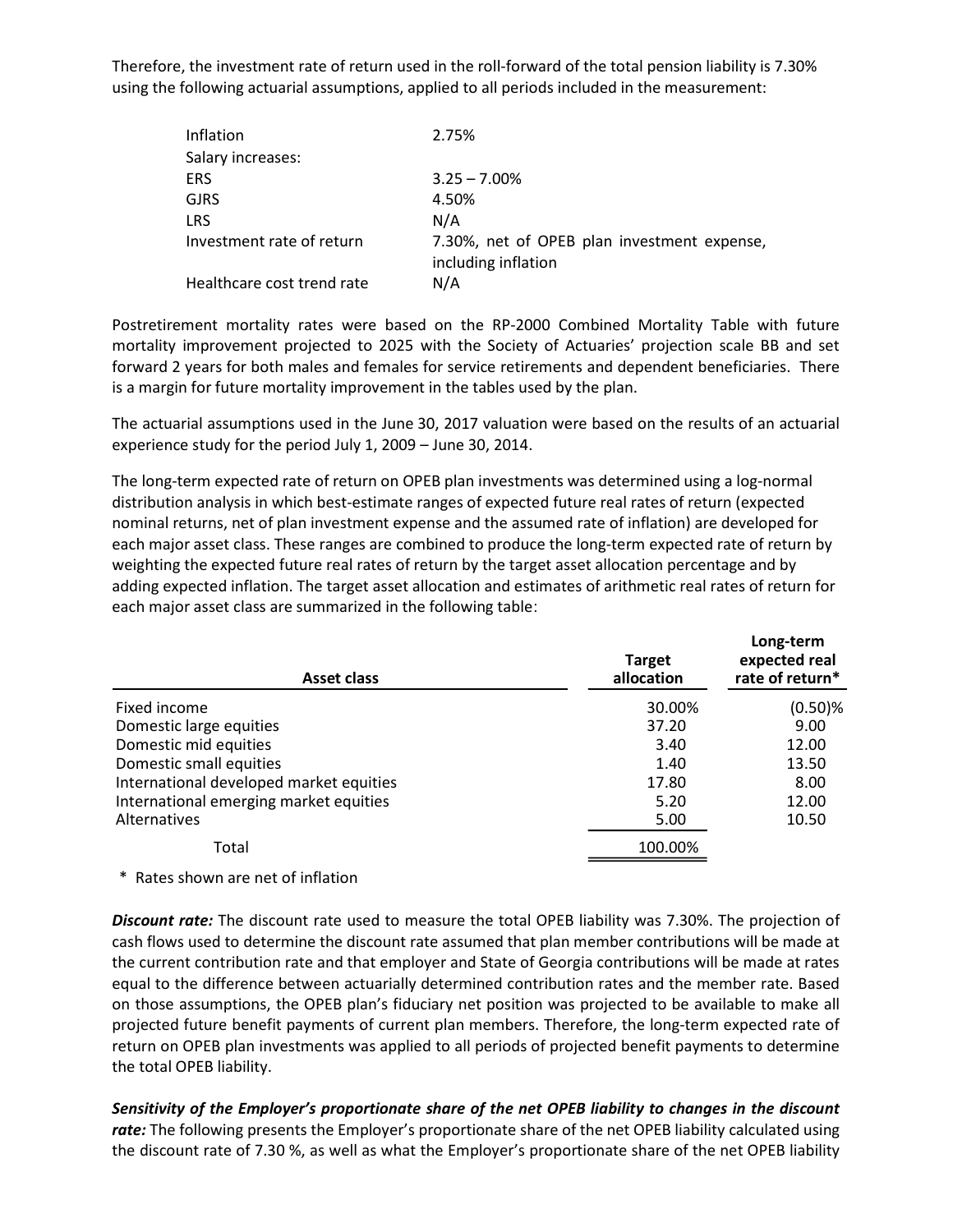Therefore, the investment rate of return used in the roll-forward of the total pension liability is 7.30% using the following actuarial assumptions, applied to all periods included in the measurement:

| | |
|---|---|
| Inflation | 2.75% |
| Salary increases: | |
| ERS | 3.25 – 7.00% |
| GJRS | 4.50% |
| LRS | N/A |
| Investment rate of return | 7.30%, net of OPEB plan investment expense, including inflation |
| Healthcare cost trend rate | N/A |

Postretirement mortality rates were based on the RP-2000 Combined Mortality Table with future mortality improvement projected to 2025 with the Society of Actuaries' projection scale BB and set forward 2 years for both males and females for service retirements and dependent beneficiaries. There is a margin for future mortality improvement in the tables used by the plan.

The actuarial assumptions used in the June 30, 2017 valuation were based on the results of an actuarial experience study for the period July 1, 2009 – June 30, 2014.

The long-term expected rate of return on OPEB plan investments was determined using a log-normal distribution analysis in which best-estimate ranges of expected future real rates of return (expected nominal returns, net of plan investment expense and the assumed rate of inflation) are developed for each major asset class. These ranges are combined to produce the long-term expected rate of return by weighting the expected future real rates of return by the target asset allocation percentage and by adding expected inflation. The target asset allocation and estimates of arithmetic real rates of return for each major asset class are summarized in the following table:

| Asset class | Target allocation | Long-term expected real rate of return* |
|---|---|---|
| Fixed income | 30.00% | (0.50)% |
| Domestic large equities | 37.20 | 9.00 |
| Domestic mid equities | 3.40 | 12.00 |
| Domestic small equities | 1.40 | 13.50 |
| International developed market equities | 17.80 | 8.00 |
| International emerging market equities | 5.20 | 12.00 |
| Alternatives | 5.00 | 10.50 |
| Total | 100.00% | |

\* Rates shown are net of inflation

***Discount rate:*** The discount rate used to measure the total OPEB liability was 7.30%. The projection of cash flows used to determine the discount rate assumed that plan member contributions will be made at the current contribution rate and that employer and State of Georgia contributions will be made at rates equal to the difference between actuarially determined contribution rates and the member rate. Based on those assumptions, the OPEB plan's fiduciary net position was projected to be available to make all projected future benefit payments of current plan members. Therefore, the long-term expected rate of return on OPEB plan investments was applied to all periods of projected benefit payments to determine the total OPEB liability.

***Sensitivity of the Employer's proportionate share of the net OPEB liability to changes in the discount rate:*** The following presents the Employer's proportionate share of the net OPEB liability calculated using the discount rate of 7.30 %, as well as what the Employer's proportionate share of the net OPEB liability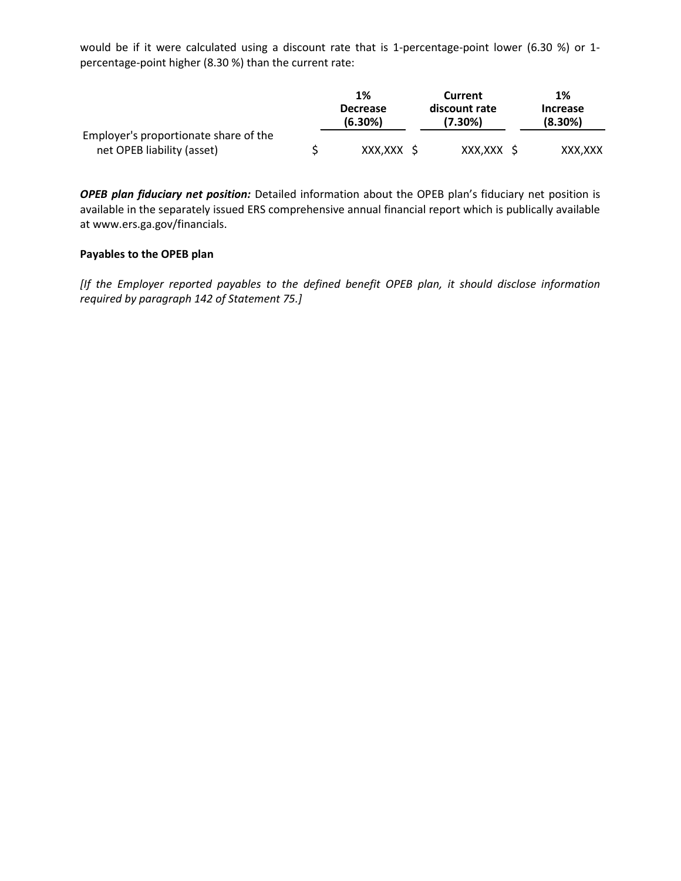would be if it were calculated using a discount rate that is 1-percentage-point lower (6.30 %) or 1-percentage-point higher (8.30 %) than the current rate:

| | 1% Decrease (6.30%) | Current discount rate (7.30%) | 1% Increase (8.30%) |
|---|---|---|---|
| Employer's proportionate share of the net OPEB liability (asset) | $ XXX,XXX | $ XXX,XXX | $ XXX,XXX |

***OPEB plan fiduciary net position:*** Detailed information about the OPEB plan's fiduciary net position is available in the separately issued ERS comprehensive annual financial report which is publically available at www.ers.ga.gov/financials.

**Payables to the OPEB plan**

*[If the Employer reported payables to the defined benefit OPEB plan, it should disclose information required by paragraph 142 of Statement 75.]*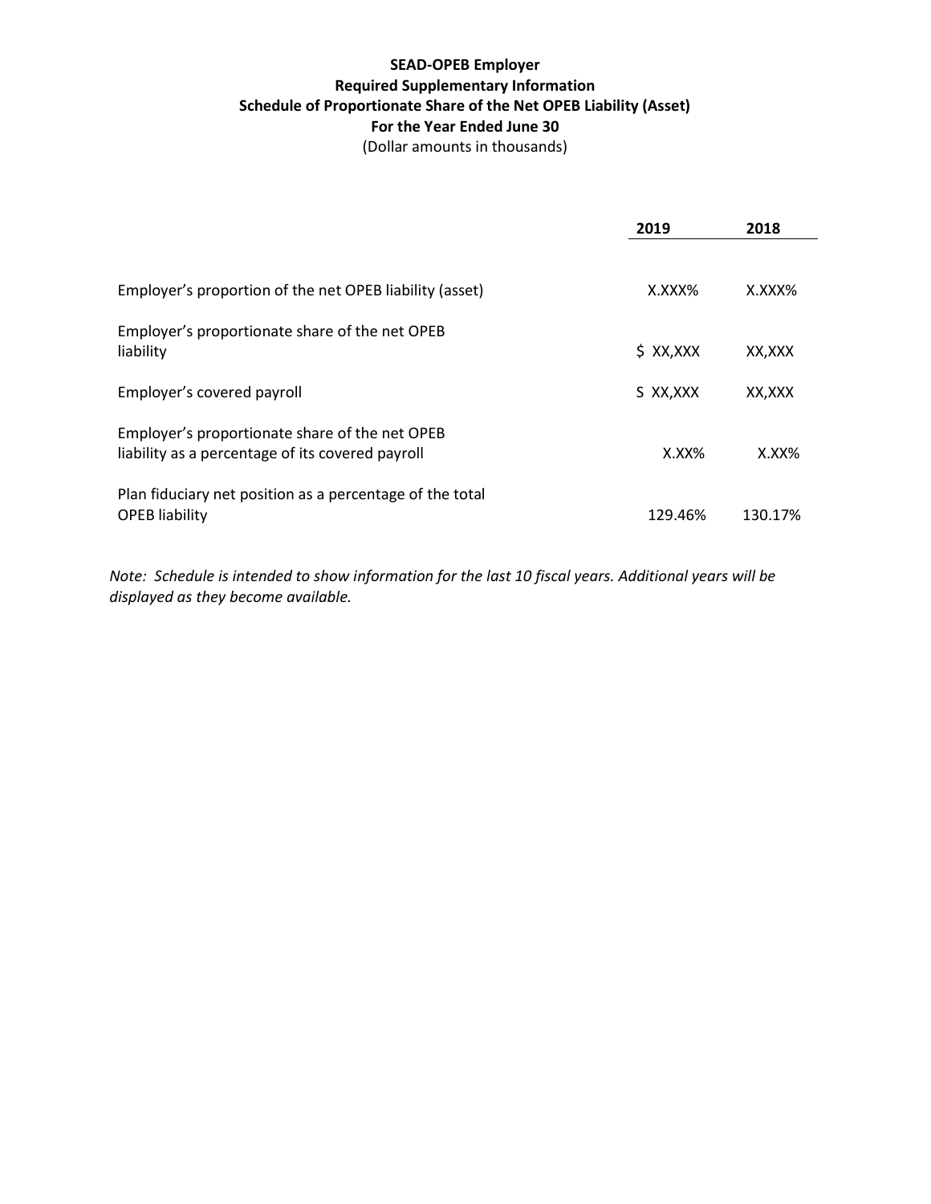**SEAD-OPEB Employer**
**Required Supplementary Information**
**Schedule of Proportionate Share of the Net OPEB Liability (Asset)**
**For the Year Ended June 30**
(Dollar amounts in thousands)

| | **2019** | **2018** |
|---|---|---|
| Employer's proportion of the net OPEB liability (asset) | X.XXX% | X.XXX% |
| Employer's proportionate share of the net OPEB liability | $ XX,XXX | XX,XXX |
| Employer's covered payroll | S XX,XXX | XX,XXX |
| Employer's proportionate share of the net OPEB liability as a percentage of its covered payroll | X.XX% | X.XX% |
| Plan fiduciary net position as a percentage of the total OPEB liability | 129.46% | 130.17% |

*Note: Schedule is intended to show information for the last 10 fiscal years. Additional years will be displayed as they become available.*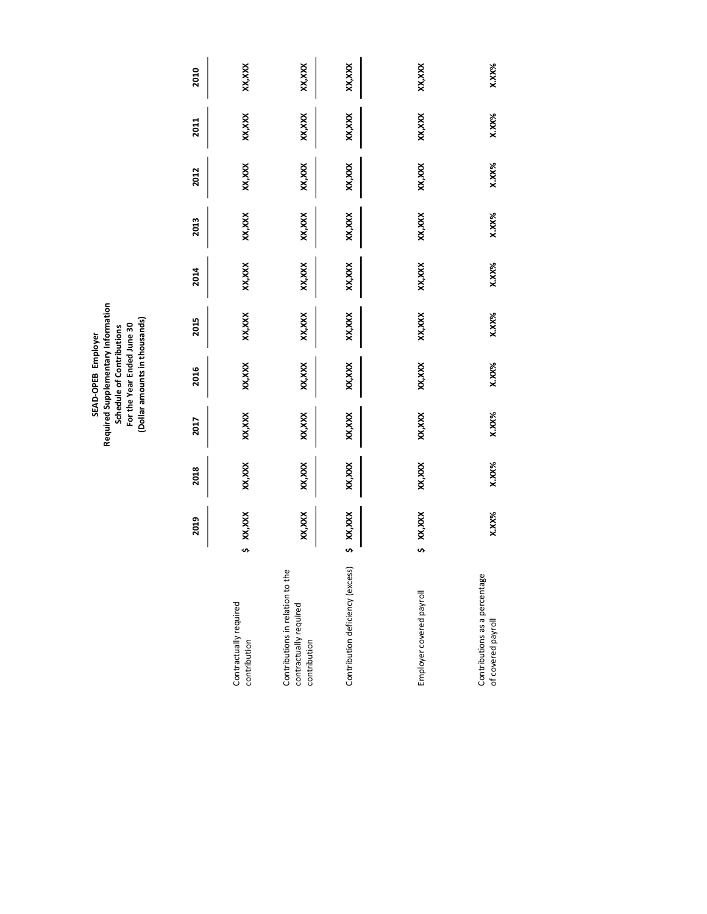**SEAD-OPEB Employer**
**Required Supplementary Information**
**Schedule of Contributions**
**For the Year Ended June 30**
**(Dollar amounts in thousands)**

| | 2019 | 2018 | 2017 | 2016 | 2015 | 2014 | 2013 | 2012 | 2011 | 2010 |
|---|---|---|---|---|---|---|---|---|---|---|
| Contractually required contribution | $ XX,XXX | XX,XXX | XX,XXX | XX,XXX | XX,XXX | XX,XXX | XX,XXX | XX,XXX | XX,XXX | XX,XXX |
| Contributions in relation to the contractually required contribution | XX,XXX | XX,XXX | XX,XXX | XX,XXX | XX,XXX | XX,XXX | XX,XXX | XX,XXX | XX,XXX | XX,XXX |
| Contribution deficiency (excess) | $ XX,XXX | XX,XXX | XX,XXX | XX,XXX | XX,XXX | XX,XXX | XX,XXX | XX,XXX | XX,XXX | XX,XXX |
| Employer covered payroll | $ XX,XXX | XX,XXX | XX,XXX | XX,XXX | XX,XXX | XX,XXX | XX,XXX | XX,XXX | XX,XXX | XX,XXX |
| Contributions as a percentage of covered payroll | X.XX% | X.XX% | X.XX% | X.XX% | X.XX% | X.XX% | X.XX% | X.XX% | X.XX% | X.XX% |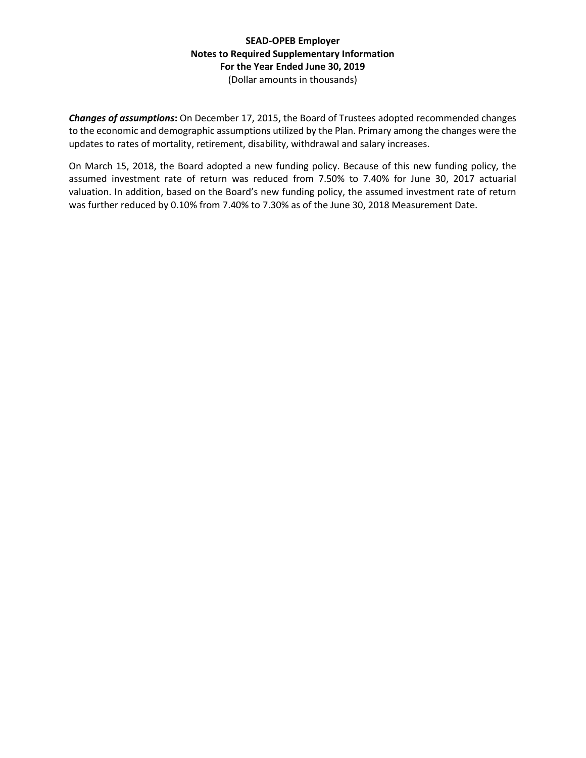**SEAD-OPEB Employer**
**Notes to Required Supplementary Information**
**For the Year Ended June 30, 2019**
(Dollar amounts in thousands)

***Changes of assumptions*****:** On December 17, 2015, the Board of Trustees adopted recommended changes to the economic and demographic assumptions utilized by the Plan. Primary among the changes were the updates to rates of mortality, retirement, disability, withdrawal and salary increases.

On March 15, 2018, the Board adopted a new funding policy. Because of this new funding policy, the assumed investment rate of return was reduced from 7.50% to 7.40% for June 30, 2017 actuarial valuation. In addition, based on the Board's new funding policy, the assumed investment rate of return was further reduced by 0.10% from 7.40% to 7.30% as of the June 30, 2018 Measurement Date.